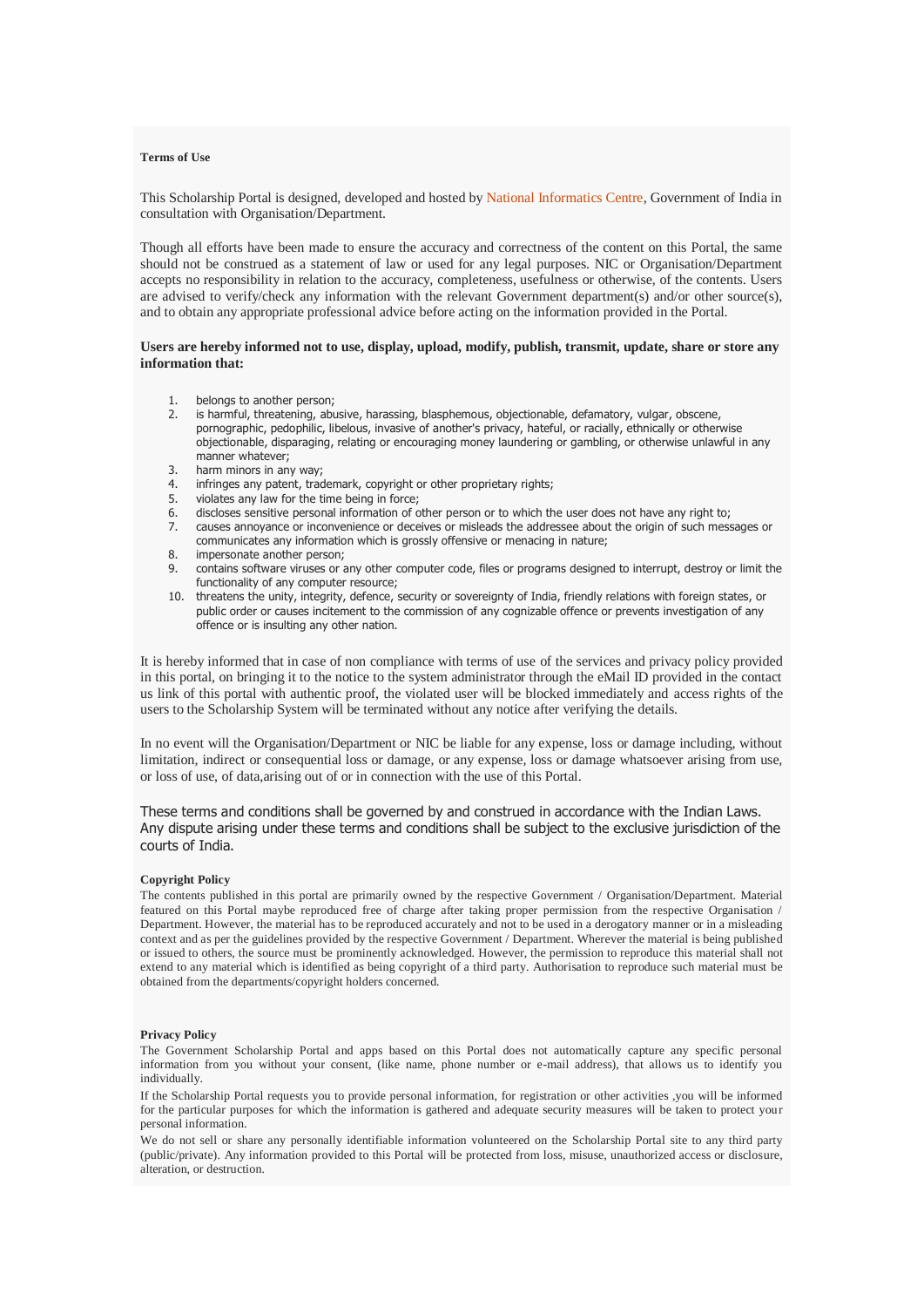**Terms of Use**

This Scholarship Portal is designed, developed and hosted by National Informatics Centre, Government of India in consultation with Organisation/Department.

Though all efforts have been made to ensure the accuracy and correctness of the content on this Portal, the same should not be construed as a statement of law or used for any legal purposes. NIC or Organisation/Department accepts no responsibility in relation to the accuracy, completeness, usefulness or otherwise, of the contents. Users are advised to verify/check any information with the relevant Government department(s) and/or other source(s), and to obtain any appropriate professional advice before acting on the information provided in the Portal.

**Users are hereby informed not to use, display, upload, modify, publish, transmit, update, share or store any information that:**

1. belongs to another person;
2. is harmful, threatening, abusive, harassing, blasphemous, objectionable, defamatory, vulgar, obscene, pornographic, pedophilic, libelous, invasive of another's privacy, hateful, or racially, ethnically or otherwise objectionable, disparaging, relating or encouraging money laundering or gambling, or otherwise unlawful in any manner whatever;
3. harm minors in any way;
4. infringes any patent, trademark, copyright or other proprietary rights;
5. violates any law for the time being in force;
6. discloses sensitive personal information of other person or to which the user does not have any right to;
7. causes annoyance or inconvenience or deceives or misleads the addressee about the origin of such messages or communicates any information which is grossly offensive or menacing in nature;
8. impersonate another person;
9. contains software viruses or any other computer code, files or programs designed to interrupt, destroy or limit the functionality of any computer resource;
10. threatens the unity, integrity, defence, security or sovereignty of India, friendly relations with foreign states, or public order or causes incitement to the commission of any cognizable offence or prevents investigation of any offence or is insulting any other nation.

It is hereby informed that in case of non compliance with terms of use of the services and privacy policy provided in this portal, on bringing it to the notice to the system administrator through the eMail ID provided in the contact us link of this portal with authentic proof, the violated user will be blocked immediately and access rights of the users to the Scholarship System will be terminated without any notice after verifying the details.

In no event will the Organisation/Department or NIC be liable for any expense, loss or damage including, without limitation, indirect or consequential loss or damage, or any expense, loss or damage whatsoever arising from use, or loss of use, of data,arising out of or in connection with the use of this Portal.

These terms and conditions shall be governed by and construed in accordance with the Indian Laws. Any dispute arising under these terms and conditions shall be subject to the exclusive jurisdiction of the courts of India.

**Copyright Policy**

The contents published in this portal are primarily owned by the respective Government / Organisation/Department. Material featured on this Portal maybe reproduced free of charge after taking proper permission from the respective Organisation / Department. However, the material has to be reproduced accurately and not to be used in a derogatory manner or in a misleading context and as per the guidelines provided by the respective Government / Department. Wherever the material is being published or issued to others, the source must be prominently acknowledged. However, the permission to reproduce this material shall not extend to any material which is identified as being copyright of a third party. Authorisation to reproduce such material must be obtained from the departments/copyright holders concerned.

**Privacy Policy**

The Government Scholarship Portal and apps based on this Portal does not automatically capture any specific personal information from you without your consent, (like name, phone number or e-mail address), that allows us to identify you individually.

If the Scholarship Portal requests you to provide personal information, for registration or other activities ,you will be informed for the particular purposes for which the information is gathered and adequate security measures will be taken to protect your personal information.

We do not sell or share any personally identifiable information volunteered on the Scholarship Portal site to any third party (public/private). Any information provided to this Portal will be protected from loss, misuse, unauthorized access or disclosure, alteration, or destruction.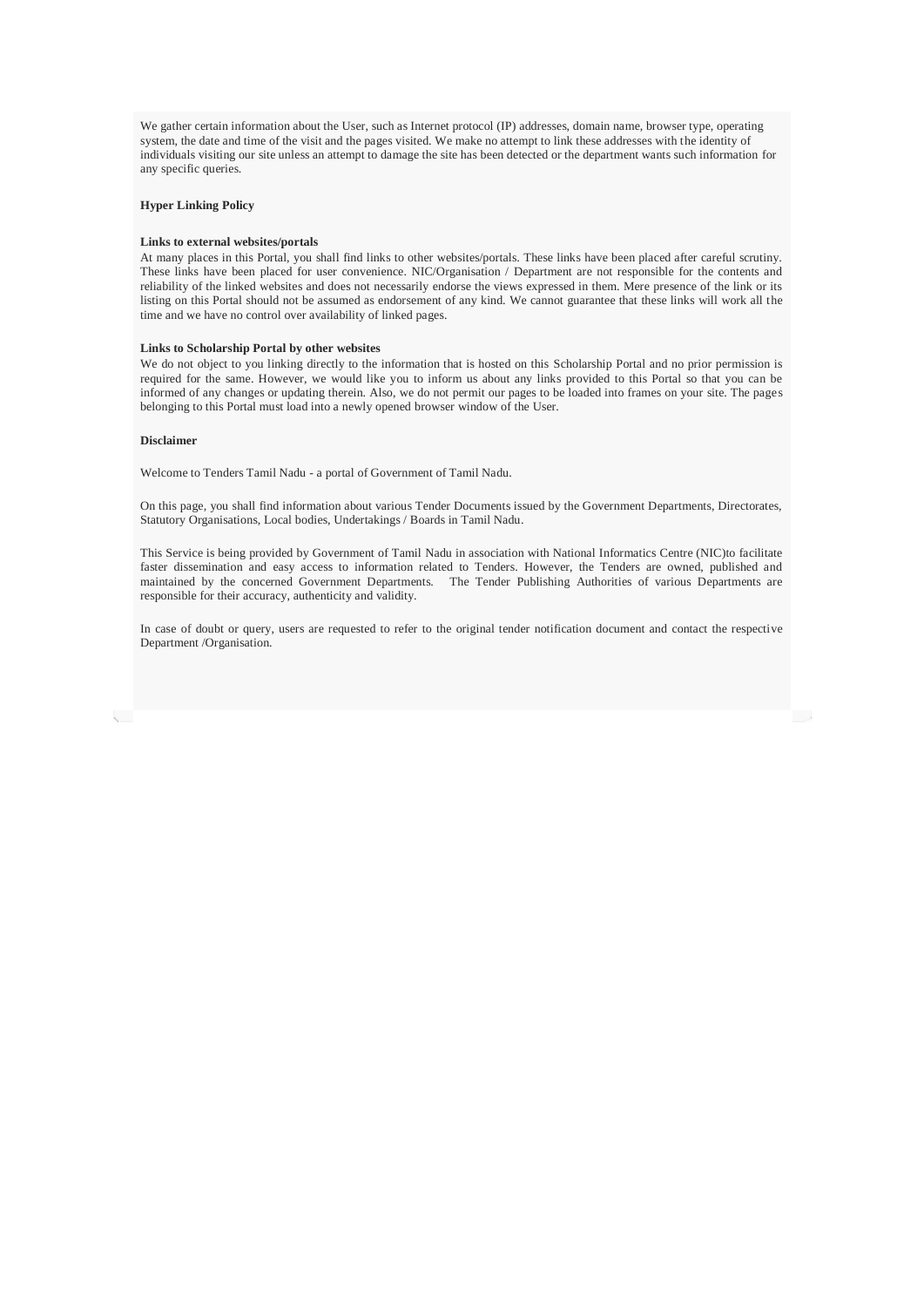We gather certain information about the User, such as Internet protocol (IP) addresses, domain name, browser type, operating system, the date and time of the visit and the pages visited. We make no attempt to link these addresses with the identity of individuals visiting our site unless an attempt to damage the site has been detected or the department wants such information for any specific queries.

## Hyper Linking Policy

### Links to external websites/portals

At many places in this Portal, you shall find links to other websites/portals. These links have been placed after careful scrutiny. These links have been placed for user convenience. NIC/Organisation / Department are not responsible for the contents and reliability of the linked websites and does not necessarily endorse the views expressed in them. Mere presence of the link or its listing on this Portal should not be assumed as endorsement of any kind. We cannot guarantee that these links will work all the time and we have no control over availability of linked pages.

### Links to Scholarship Portal by other websites

We do not object to you linking directly to the information that is hosted on this Scholarship Portal and no prior permission is required for the same. However, we would like you to inform us about any links provided to this Portal so that you can be informed of any changes or updating therein. Also, we do not permit our pages to be loaded into frames on your site. The pages belonging to this Portal must load into a newly opened browser window of the User.

## Disclaimer

Welcome to Tenders Tamil Nadu - a portal of Government of Tamil Nadu.

On this page, you shall find information about various Tender Documents issued by the Government Departments, Directorates, Statutory Organisations, Local bodies, Undertakings / Boards in Tamil Nadu.

This Service is being provided by Government of Tamil Nadu in association with National Informatics Centre (NIC)to facilitate faster dissemination and easy access to information related to Tenders. However, the Tenders are owned, published and maintained by the concerned Government Departments. The Tender Publishing Authorities of various Departments are responsible for their accuracy, authenticity and validity.

In case of doubt or query, users are requested to refer to the original tender notification document and contact the respective Department /Organisation.